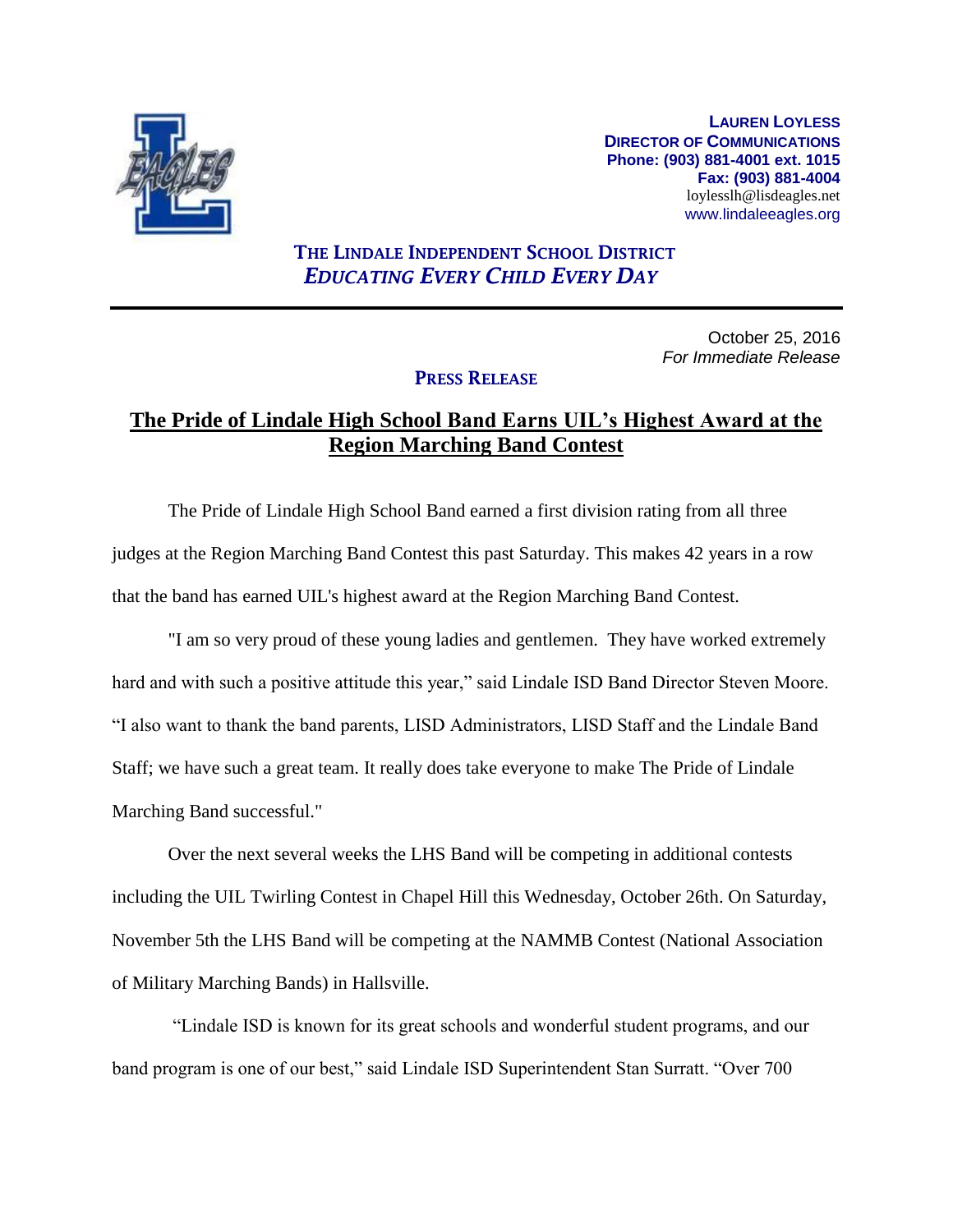**LAUREN LOYLESS**
**DIRECTOR OF COMMUNICATIONS**
**Phone: (903) 881-4001 ext. 1015**
**Fax: (903) 881-4004**
loylesslh@lisdeagles.net
www.lindaleeagles.org

**THE LINDALE INDEPENDENT SCHOOL DISTRICT**
***EDUCATING EVERY CHILD EVERY DAY***

---

October 25, 2016
*For Immediate Release*

**PRESS RELEASE**

# The Pride of Lindale High School Band Earns UIL's Highest Award at the Region Marching Band Contest

The Pride of Lindale High School Band earned a first division rating from all three judges at the Region Marching Band Contest this past Saturday. This makes 42 years in a row that the band has earned UIL's highest award at the Region Marching Band Contest.

"I am so very proud of these young ladies and gentlemen. They have worked extremely hard and with such a positive attitude this year," said Lindale ISD Band Director Steven Moore. "I also want to thank the band parents, LISD Administrators, LISD Staff and the Lindale Band Staff; we have such a great team. It really does take everyone to make The Pride of Lindale Marching Band successful."

Over the next several weeks the LHS Band will be competing in additional contests including the UIL Twirling Contest in Chapel Hill this Wednesday, October 26th. On Saturday, November 5th the LHS Band will be competing at the NAMMB Contest (National Association of Military Marching Bands) in Hallsville.

"Lindale ISD is known for its great schools and wonderful student programs, and our band program is one of our best," said Lindale ISD Superintendent Stan Surratt. "Over 700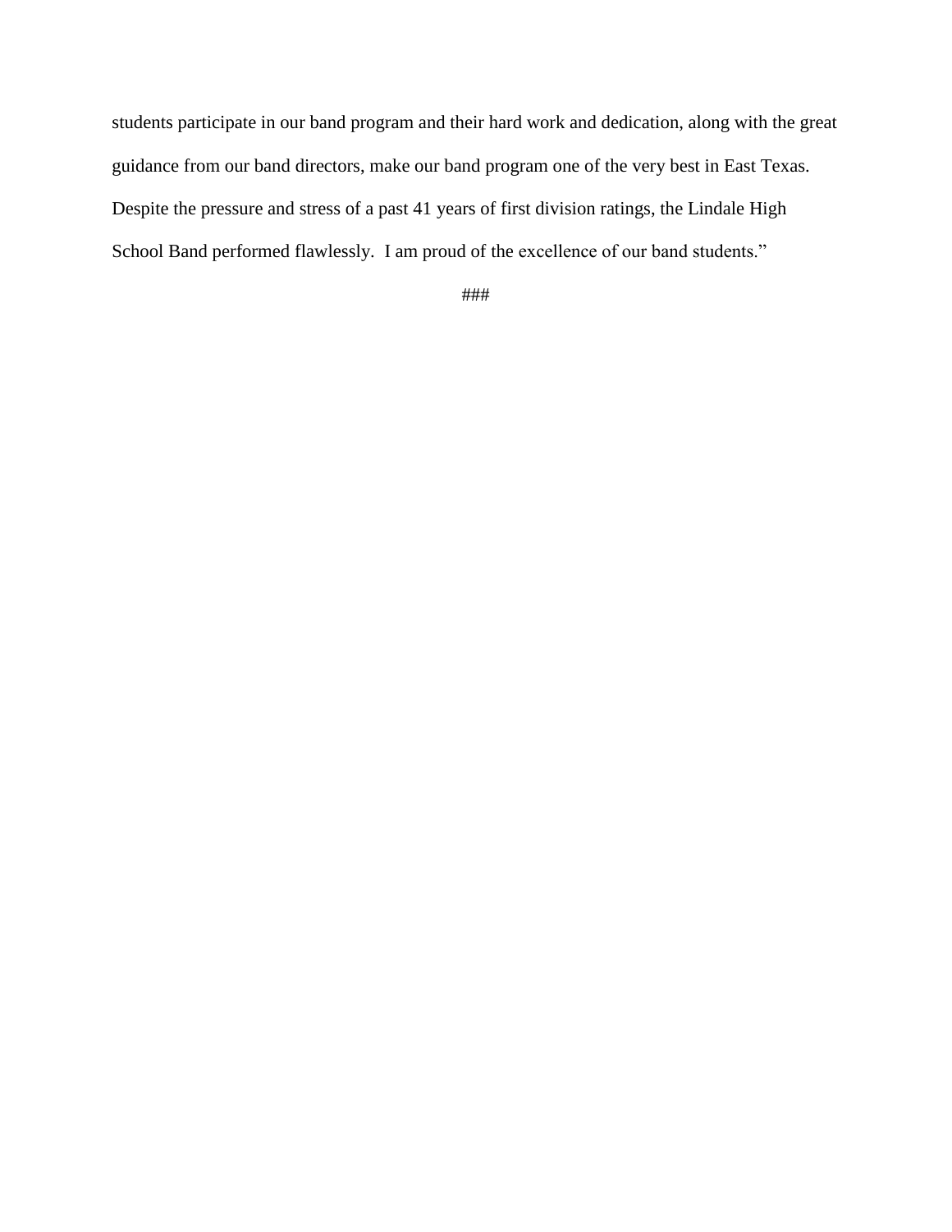students participate in our band program and their hard work and dedication, along with the great guidance from our band directors, make our band program one of the very best in East Texas. Despite the pressure and stress of a past 41 years of first division ratings, the Lindale High School Band performed flawlessly. I am proud of the excellence of our band students."

###